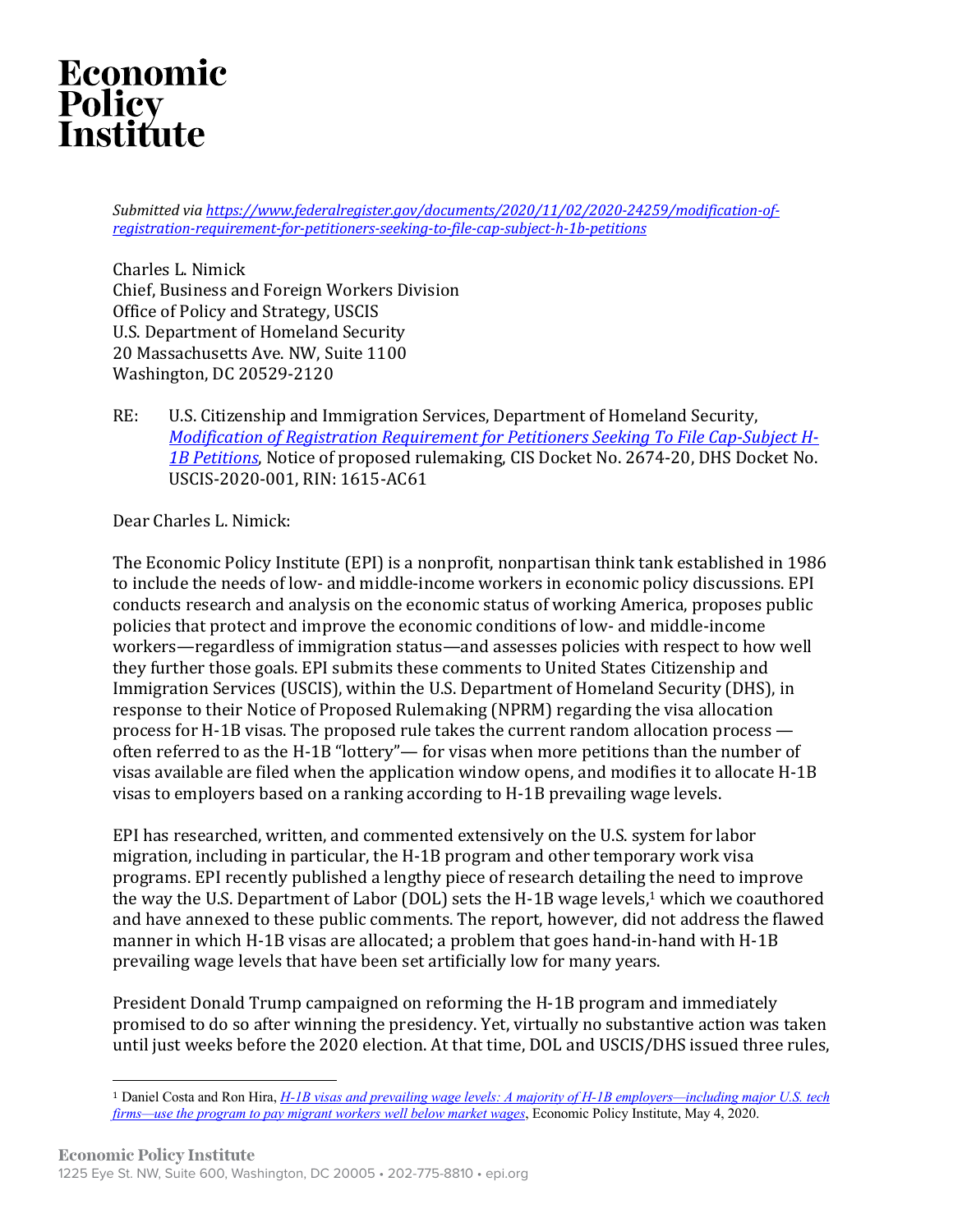# Economic Policy Institute

*Submitted via [https://www.federalregister.gov/documents/2020/11/02/2020-24259/modification-of-registration-requirement-for-petitioners-seeking-to-file-cap-subject-h-1b-petitions](https://www.federalregister.gov/documents/2020/11/02/2020-24259/modification-of-registration-requirement-for-petitioners-seeking-to-file-cap-subject-h-1b-petitions)*

Charles L. Nimick
Chief, Business and Foreign Workers Division
Office of Policy and Strategy, USCIS
U.S. Department of Homeland Security
20 Massachusetts Ave. NW, Suite 1100
Washington, DC 20529-2120

RE: U.S. Citizenship and Immigration Services, Department of Homeland Security, *Modification of Registration Requirement for Petitioners Seeking To File Cap-Subject H-1B Petitions*, Notice of proposed rulemaking, CIS Docket No. 2674-20, DHS Docket No. USCIS-2020-001, RIN: 1615-AC61

Dear Charles L. Nimick:

The Economic Policy Institute (EPI) is a nonprofit, nonpartisan think tank established in 1986 to include the needs of low- and middle-income workers in economic policy discussions. EPI conducts research and analysis on the economic status of working America, proposes public policies that protect and improve the economic conditions of low- and middle-income workers—regardless of immigration status—and assesses policies with respect to how well they further those goals. EPI submits these comments to United States Citizenship and Immigration Services (USCIS), within the U.S. Department of Homeland Security (DHS), in response to their Notice of Proposed Rulemaking (NPRM) regarding the visa allocation process for H-1B visas. The proposed rule takes the current random allocation process — often referred to as the H-1B "lottery"— for visas when more petitions than the number of visas available are filed when the application window opens, and modifies it to allocate H-1B visas to employers based on a ranking according to H-1B prevailing wage levels.

EPI has researched, written, and commented extensively on the U.S. system for labor migration, including in particular, the H-1B program and other temporary work visa programs. EPI recently published a lengthy piece of research detailing the need to improve the way the U.S. Department of Labor (DOL) sets the H-1B wage levels,[1] which we coauthored and have annexed to these public comments. The report, however, did not address the flawed manner in which H-1B visas are allocated; a problem that goes hand-in-hand with H-1B prevailing wage levels that have been set artificially low for many years.

President Donald Trump campaigned on reforming the H-1B program and immediately promised to do so after winning the presidency. Yet, virtually no substantive action was taken until just weeks before the 2020 election. At that time, DOL and USCIS/DHS issued three rules,

[1] Daniel Costa and Ron Hira, *H-1B visas and prevailing wage levels: A majority of H-1B employers—including major U.S. tech firms—use the program to pay migrant workers well below market wages*, Economic Policy Institute, May 4, 2020.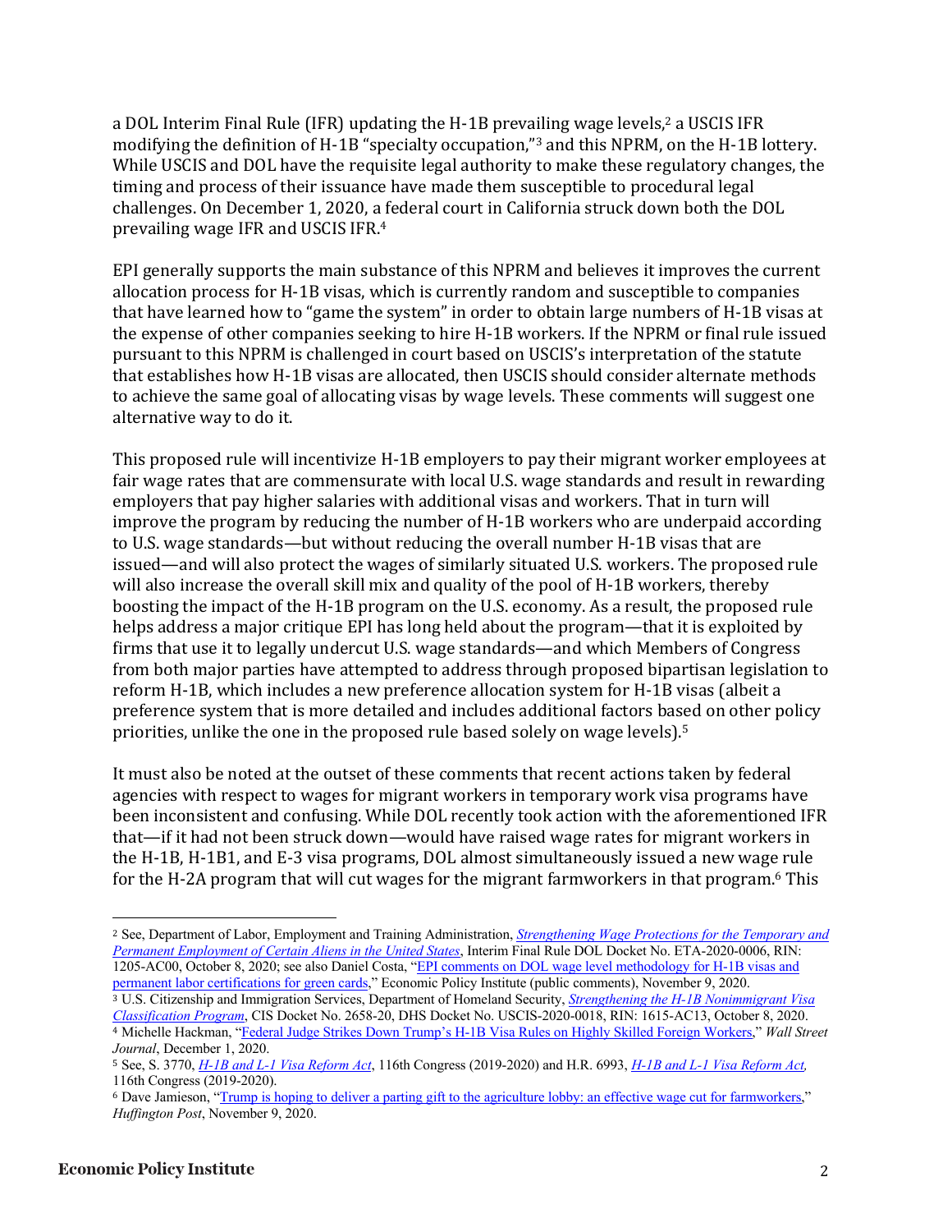a DOL Interim Final Rule (IFR) updating the H-1B prevailing wage levels,[2] a USCIS IFR modifying the definition of H-1B "specialty occupation,"[3] and this NPRM, on the H-1B lottery. While USCIS and DOL have the requisite legal authority to make these regulatory changes, the timing and process of their issuance have made them susceptible to procedural legal challenges. On December 1, 2020, a federal court in California struck down both the DOL prevailing wage IFR and USCIS IFR.[4]

EPI generally supports the main substance of this NPRM and believes it improves the current allocation process for H-1B visas, which is currently random and susceptible to companies that have learned how to "game the system" in order to obtain large numbers of H-1B visas at the expense of other companies seeking to hire H-1B workers. If the NPRM or final rule issued pursuant to this NPRM is challenged in court based on USCIS's interpretation of the statute that establishes how H-1B visas are allocated, then USCIS should consider alternate methods to achieve the same goal of allocating visas by wage levels. These comments will suggest one alternative way to do it.

This proposed rule will incentivize H-1B employers to pay their migrant worker employees at fair wage rates that are commensurate with local U.S. wage standards and result in rewarding employers that pay higher salaries with additional visas and workers. That in turn will improve the program by reducing the number of H-1B workers who are underpaid according to U.S. wage standards—but without reducing the overall number H-1B visas that are issued—and will also protect the wages of similarly situated U.S. workers. The proposed rule will also increase the overall skill mix and quality of the pool of H-1B workers, thereby boosting the impact of the H-1B program on the U.S. economy. As a result, the proposed rule helps address a major critique EPI has long held about the program—that it is exploited by firms that use it to legally undercut U.S. wage standards—and which Members of Congress from both major parties have attempted to address through proposed bipartisan legislation to reform H-1B, which includes a new preference allocation system for H-1B visas (albeit a preference system that is more detailed and includes additional factors based on other policy priorities, unlike the one in the proposed rule based solely on wage levels).[5]

It must also be noted at the outset of these comments that recent actions taken by federal agencies with respect to wages for migrant workers in temporary work visa programs have been inconsistent and confusing. While DOL recently took action with the aforementioned IFR that—if it had not been struck down—would have raised wage rates for migrant workers in the H-1B, H-1B1, and E-3 visa programs, DOL almost simultaneously issued a new wage rule for the H-2A program that will cut wages for the migrant farmworkers in that program.[6] This

---

[2] See, Department of Labor, Employment and Training Administration, *Strengthening Wage Protections for the Temporary and Permanent Employment of Certain Aliens in the United States*, Interim Final Rule DOL Docket No. ETA-2020-0006, RIN: 1205-AC00, October 8, 2020; see also Daniel Costa, "EPI comments on DOL wage level methodology for H-1B visas and permanent labor certifications for green cards," Economic Policy Institute (public comments), November 9, 2020.

[3] U.S. Citizenship and Immigration Services, Department of Homeland Security, *Strengthening the H-1B Nonimmigrant Visa Classification Program*, CIS Docket No. 2658-20, DHS Docket No. USCIS-2020-0018, RIN: 1615-AC13, October 8, 2020.

[4] Michelle Hackman, "Federal Judge Strikes Down Trump's H-1B Visa Rules on Highly Skilled Foreign Workers," *Wall Street Journal*, December 1, 2020.

[5] See, S. 3770, *H-1B and L-1 Visa Reform Act*, 116th Congress (2019-2020) and H.R. 6993, *H-1B and L-1 Visa Reform Act*, 116th Congress (2019-2020).

[6] Dave Jamieson, "Trump is hoping to deliver a parting gift to the agriculture lobby: an effective wage cut for farmworkers," *Huffington Post*, November 9, 2020.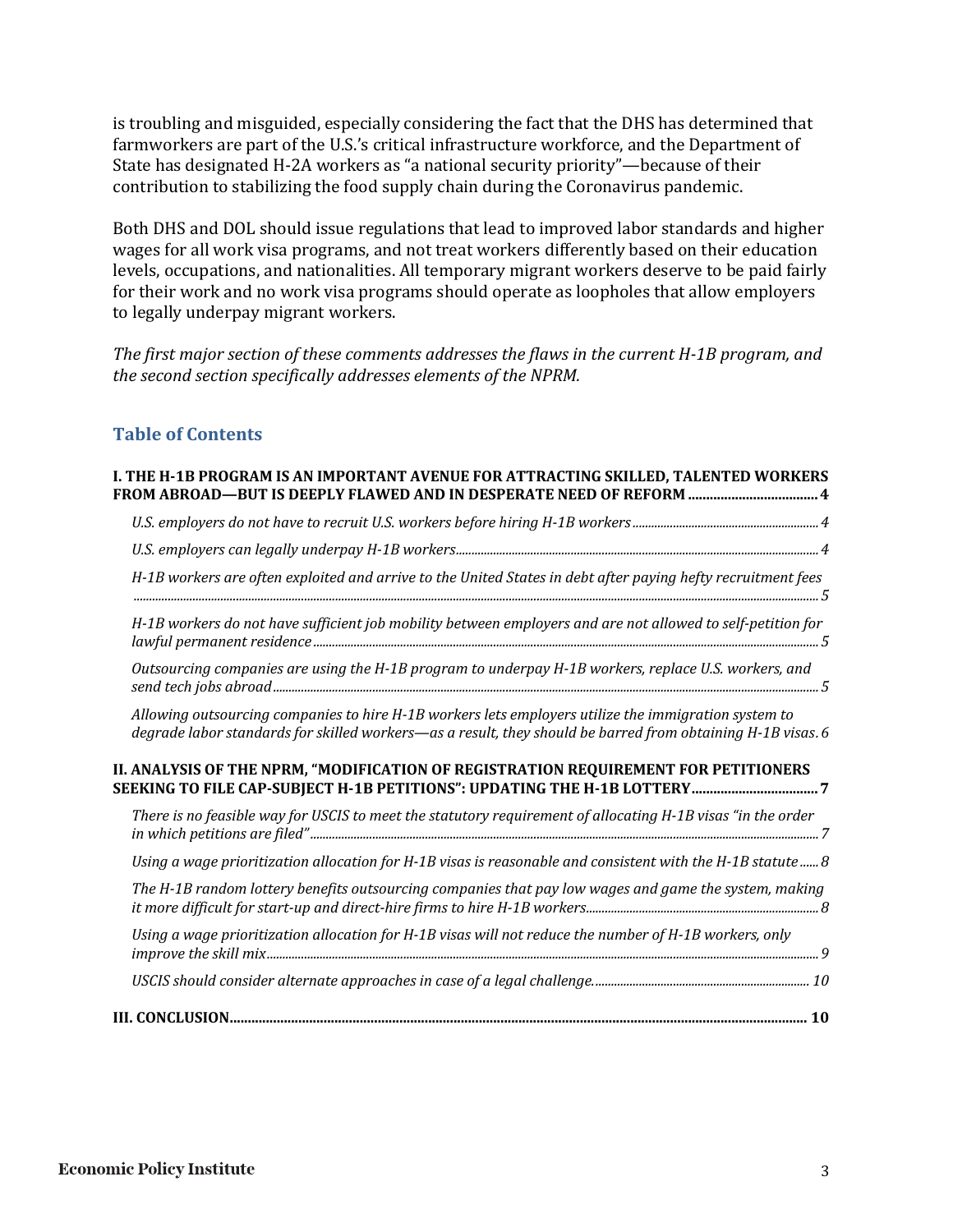is troubling and misguided, especially considering the fact that the DHS has determined that farmworkers are part of the U.S.'s critical infrastructure workforce, and the Department of State has designated H-2A workers as "a national security priority"—because of their contribution to stabilizing the food supply chain during the Coronavirus pandemic.

Both DHS and DOL should issue regulations that lead to improved labor standards and higher wages for all work visa programs, and not treat workers differently based on their education levels, occupations, and nationalities. All temporary migrant workers deserve to be paid fairly for their work and no work visa programs should operate as loopholes that allow employers to legally underpay migrant workers.

*The first major section of these comments addresses the flaws in the current H-1B program, and the second section specifically addresses elements of the NPRM.*

## Table of Contents

**I. THE H-1B PROGRAM IS AN IMPORTANT AVENUE FOR ATTRACTING SKILLED, TALENTED WORKERS FROM ABROAD—BUT IS DEEPLY FLAWED AND IN DESPERATE NEED OF REFORM .................. 4**

- *U.S. employers do not have to recruit U.S. workers before hiring H-1B workers* ........ 4
- *U.S. employers can legally underpay H-1B workers* ........ 4
- *H-1B workers are often exploited and arrive to the United States in debt after paying hefty recruitment fees* ........ 5
- *H-1B workers do not have sufficient job mobility between employers and are not allowed to self-petition for lawful permanent residence* ........ 5
- *Outsourcing companies are using the H-1B program to underpay H-1B workers, replace U.S. workers, and send tech jobs abroad* ........ 5
- *Allowing outsourcing companies to hire H-1B workers lets employers utilize the immigration system to degrade labor standards for skilled workers—as a result, they should be barred from obtaining H-1B visas* . 6

**II. ANALYSIS OF THE NPRM, "MODIFICATION OF REGISTRATION REQUIREMENT FOR PETITIONERS SEEKING TO FILE CAP-SUBJECT H-1B PETITIONS": UPDATING THE H-1B LOTTERY .................. 7**

- *There is no feasible way for USCIS to meet the statutory requirement of allocating H-1B visas "in the order in which petitions are filed"* ........ 7
- *Using a wage prioritization allocation for H-1B visas is reasonable and consistent with the H-1B statute* ...... 8
- *The H-1B random lottery benefits outsourcing companies that pay low wages and game the system, making it more difficult for start-up and direct-hire firms to hire H-1B workers* ........ 8
- *Using a wage prioritization allocation for H-1B visas will not reduce the number of H-1B workers, only improve the skill mix* ........ 9
- *USCIS should consider alternate approaches in case of a legal challenge.* ........ 10

**III. CONCLUSION ........ 10**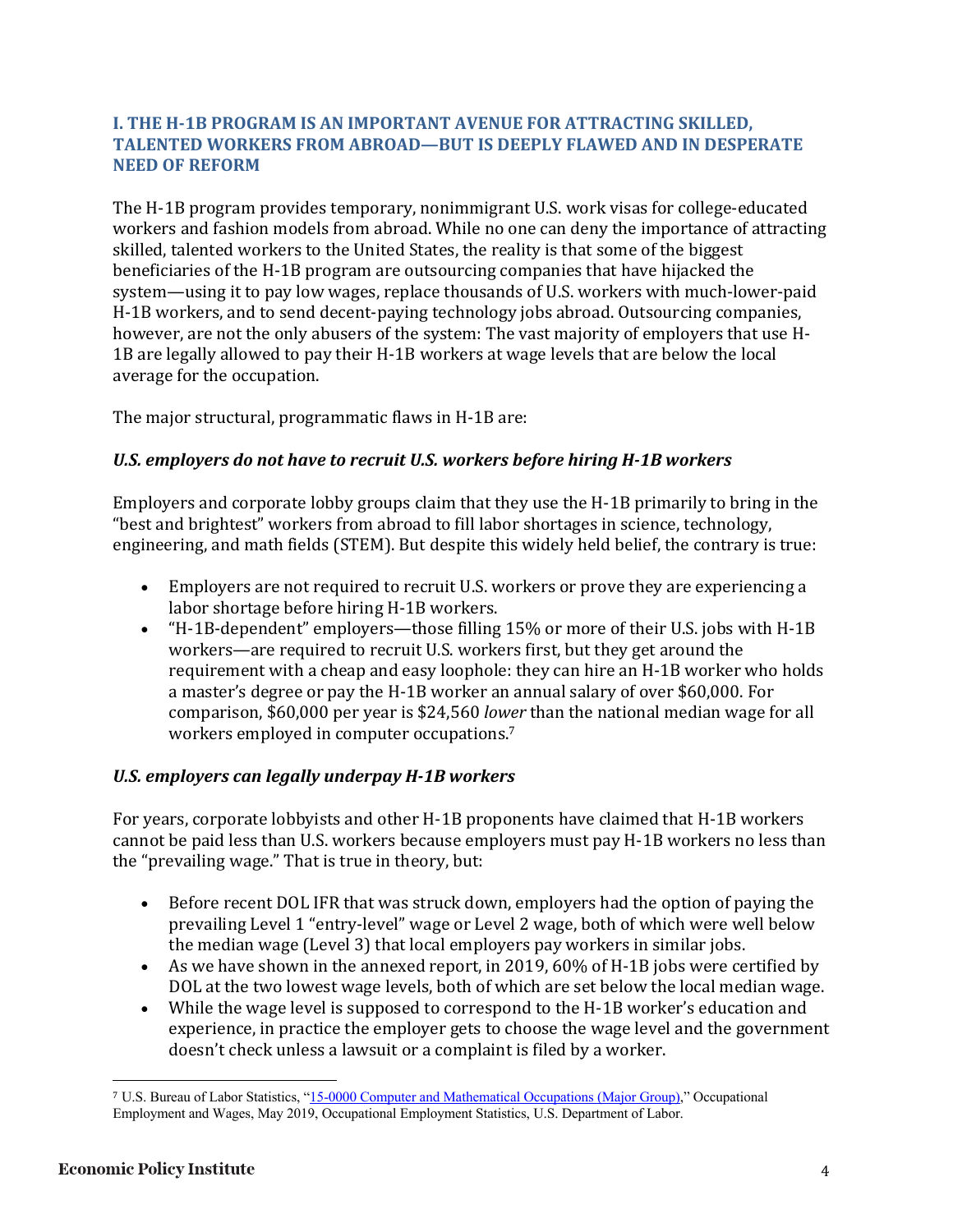## I. THE H-1B PROGRAM IS AN IMPORTANT AVENUE FOR ATTRACTING SKILLED, TALENTED WORKERS FROM ABROAD—BUT IS DEEPLY FLAWED AND IN DESPERATE NEED OF REFORM

The H-1B program provides temporary, nonimmigrant U.S. work visas for college-educated workers and fashion models from abroad. While no one can deny the importance of attracting skilled, talented workers to the United States, the reality is that some of the biggest beneficiaries of the H-1B program are outsourcing companies that have hijacked the system—using it to pay low wages, replace thousands of U.S. workers with much-lower-paid H-1B workers, and to send decent-paying technology jobs abroad. Outsourcing companies, however, are not the only abusers of the system: The vast majority of employers that use H-1B are legally allowed to pay their H-1B workers at wage levels that are below the local average for the occupation.

The major structural, programmatic flaws in H-1B are:

### *U.S. employers do not have to recruit U.S. workers before hiring H-1B workers*

Employers and corporate lobby groups claim that they use the H-1B primarily to bring in the "best and brightest" workers from abroad to fill labor shortages in science, technology, engineering, and math fields (STEM). But despite this widely held belief, the contrary is true:

- Employers are not required to recruit U.S. workers or prove they are experiencing a labor shortage before hiring H-1B workers.
- "H-1B-dependent" employers—those filling 15% or more of their U.S. jobs with H-1B workers—are required to recruit U.S. workers first, but they get around the requirement with a cheap and easy loophole: they can hire an H-1B worker who holds a master's degree or pay the H-1B worker an annual salary of over $60,000. For comparison, $60,000 per year is $24,560 *lower* than the national median wage for all workers employed in computer occupations.[7]

### *U.S. employers can legally underpay H-1B workers*

For years, corporate lobbyists and other H-1B proponents have claimed that H-1B workers cannot be paid less than U.S. workers because employers must pay H-1B workers no less than the "prevailing wage." That is true in theory, but:

- Before recent DOL IFR that was struck down, employers had the option of paying the prevailing Level 1 "entry-level" wage or Level 2 wage, both of which were well below the median wage (Level 3) that local employers pay workers in similar jobs.
- As we have shown in the annexed report, in 2019, 60% of H-1B jobs were certified by DOL at the two lowest wage levels, both of which are set below the local median wage.
- While the wage level is supposed to correspond to the H-1B worker's education and experience, in practice the employer gets to choose the wage level and the government doesn't check unless a lawsuit or a complaint is filed by a worker.

---

[7] U.S. Bureau of Labor Statistics, "15-0000 Computer and Mathematical Occupations (Major Group)," Occupational Employment and Wages, May 2019, Occupational Employment Statistics, U.S. Department of Labor.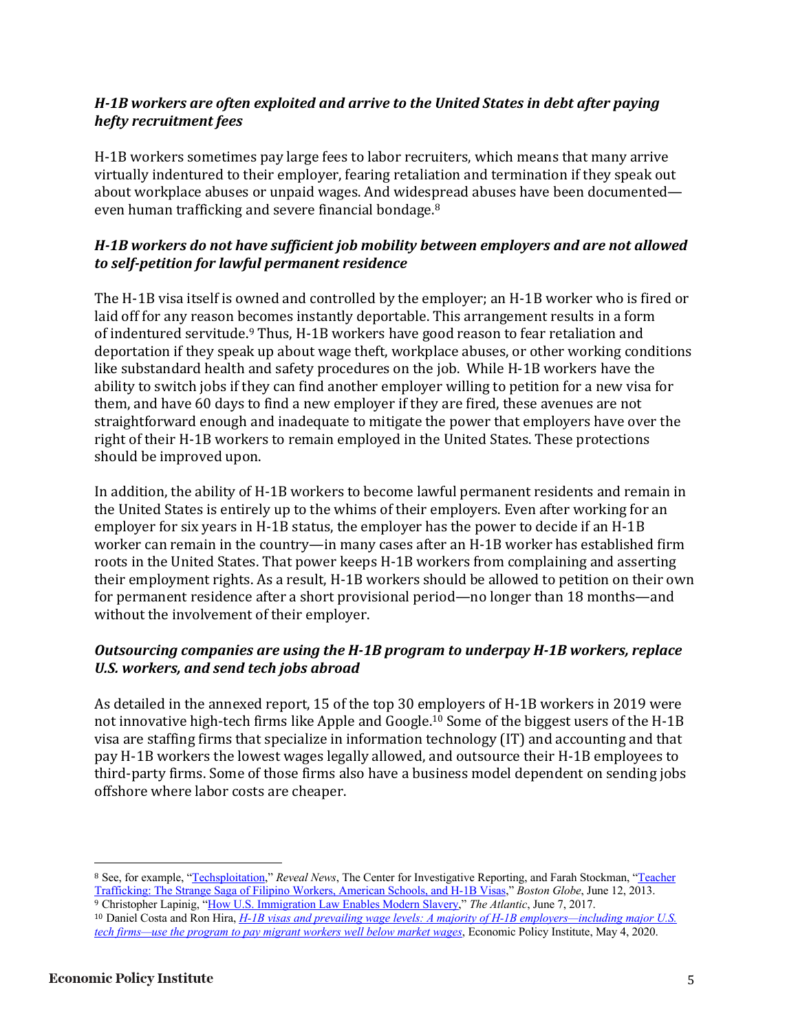### *H-1B workers are often exploited and arrive to the United States in debt after paying hefty recruitment fees*

H-1B workers sometimes pay large fees to labor recruiters, which means that many arrive virtually indentured to their employer, fearing retaliation and termination if they speak out about workplace abuses or unpaid wages. And widespread abuses have been documented—even human trafficking and severe financial bondage.[8]

### *H-1B workers do not have sufficient job mobility between employers and are not allowed to self-petition for lawful permanent residence*

The H-1B visa itself is owned and controlled by the employer; an H-1B worker who is fired or laid off for any reason becomes instantly deportable. This arrangement results in a form of indentured servitude.[9] Thus, H-1B workers have good reason to fear retaliation and deportation if they speak up about wage theft, workplace abuses, or other working conditions like substandard health and safety procedures on the job. While H-1B workers have the ability to switch jobs if they can find another employer willing to petition for a new visa for them, and have 60 days to find a new employer if they are fired, these avenues are not straightforward enough and inadequate to mitigate the power that employers have over the right of their H-1B workers to remain employed in the United States. These protections should be improved upon.

In addition, the ability of H-1B workers to become lawful permanent residents and remain in the United States is entirely up to the whims of their employers. Even after working for an employer for six years in H-1B status, the employer has the power to decide if an H-1B worker can remain in the country—in many cases after an H-1B worker has established firm roots in the United States. That power keeps H-1B workers from complaining and asserting their employment rights. As a result, H-1B workers should be allowed to petition on their own for permanent residence after a short provisional period—no longer than 18 months—and without the involvement of their employer.

### *Outsourcing companies are using the H-1B program to underpay H-1B workers, replace U.S. workers, and send tech jobs abroad*

As detailed in the annexed report, 15 of the top 30 employers of H-1B workers in 2019 were not innovative high-tech firms like Apple and Google.[10] Some of the biggest users of the H-1B visa are staffing firms that specialize in information technology (IT) and accounting and that pay H-1B workers the lowest wages legally allowed, and outsource their H-1B employees to third-party firms. Some of those firms also have a business model dependent on sending jobs offshore where labor costs are cheaper.

---

[8] See, for example, "Techsploitation," *Reveal News*, The Center for Investigative Reporting, and Farah Stockman, "Teacher Trafficking: The Strange Saga of Filipino Workers, American Schools, and H-1B Visas," *Boston Globe*, June 12, 2013.

[9] Christopher Lapinig, "How U.S. Immigration Law Enables Modern Slavery," *The Atlantic*, June 7, 2017.

[10] Daniel Costa and Ron Hira, *H-1B visas and prevailing wage levels: A majority of H-1B employers—including major U.S. tech firms—use the program to pay migrant workers well below market wages*, Economic Policy Institute, May 4, 2020.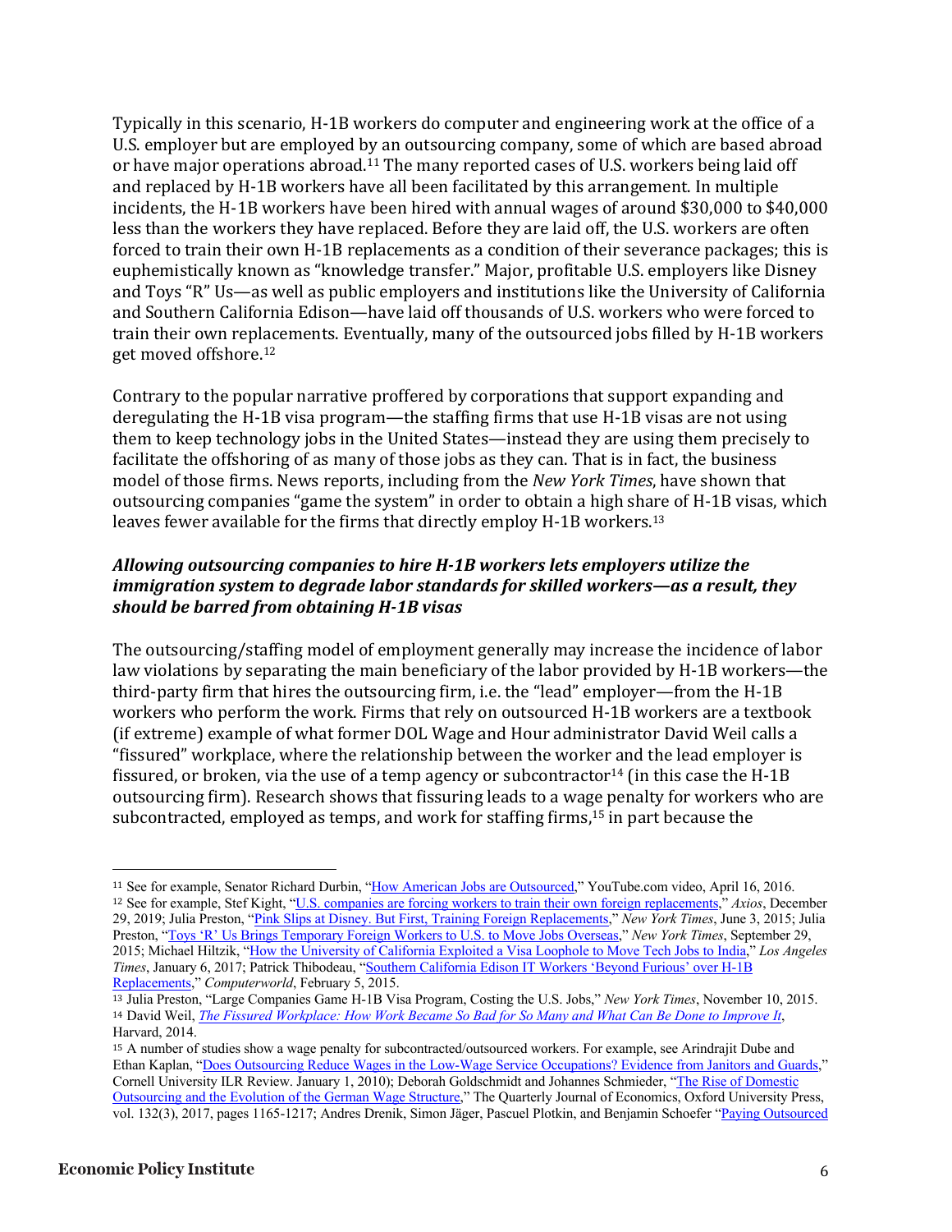Typically in this scenario, H-1B workers do computer and engineering work at the office of a U.S. employer but are employed by an outsourcing company, some of which are based abroad or have major operations abroad.[11] The many reported cases of U.S. workers being laid off and replaced by H-1B workers have all been facilitated by this arrangement. In multiple incidents, the H-1B workers have been hired with annual wages of around $30,000 to $40,000 less than the workers they have replaced. Before they are laid off, the U.S. workers are often forced to train their own H-1B replacements as a condition of their severance packages; this is euphemistically known as "knowledge transfer." Major, profitable U.S. employers like Disney and Toys "R" Us—as well as public employers and institutions like the University of California and Southern California Edison—have laid off thousands of U.S. workers who were forced to train their own replacements. Eventually, many of the outsourced jobs filled by H-1B workers get moved offshore.[12]

Contrary to the popular narrative proffered by corporations that support expanding and deregulating the H-1B visa program—the staffing firms that use H-1B visas are not using them to keep technology jobs in the United States—instead they are using them precisely to facilitate the offshoring of as many of those jobs as they can. That is in fact, the business model of those firms. News reports, including from the *New York Times*, have shown that outsourcing companies "game the system" in order to obtain a high share of H-1B visas, which leaves fewer available for the firms that directly employ H-1B workers.[13]

### *Allowing outsourcing companies to hire H-1B workers lets employers utilize the immigration system to degrade labor standards for skilled workers—as a result, they should be barred from obtaining H-1B visas*

The outsourcing/staffing model of employment generally may increase the incidence of labor law violations by separating the main beneficiary of the labor provided by H-1B workers—the third-party firm that hires the outsourcing firm, i.e. the "lead" employer—from the H-1B workers who perform the work. Firms that rely on outsourced H-1B workers are a textbook (if extreme) example of what former DOL Wage and Hour administrator David Weil calls a "fissured" workplace, where the relationship between the worker and the lead employer is fissured, or broken, via the use of a temp agency or subcontractor[14] (in this case the H-1B outsourcing firm). Research shows that fissuring leads to a wage penalty for workers who are subcontracted, employed as temps, and work for staffing firms,[15] in part because the

---

[11] See for example, Senator Richard Durbin, "How American Jobs are Outsourced," YouTube.com video, April 16, 2016.

[12] See for example, Stef Kight, "U.S. companies are forcing workers to train their own foreign replacements," *Axios*, December 29, 2019; Julia Preston, "Pink Slips at Disney. But First, Training Foreign Replacements," *New York Times*, June 3, 2015; Julia Preston, "Toys 'R' Us Brings Temporary Foreign Workers to U.S. to Move Jobs Overseas," *New York Times*, September 29, 2015; Michael Hiltzik, "How the University of California Exploited a Visa Loophole to Move Tech Jobs to India," *Los Angeles Times*, January 6, 2017; Patrick Thibodeau, "Southern California Edison IT Workers 'Beyond Furious' over H-1B Replacements," *Computerworld*, February 5, 2015.

[13] Julia Preston, "Large Companies Game H-1B Visa Program, Costing the U.S. Jobs," *New York Times*, November 10, 2015.

[14] David Weil, *The Fissured Workplace: How Work Became So Bad for So Many and What Can Be Done to Improve It*, Harvard, 2014.

[15] A number of studies show a wage penalty for subcontracted/outsourced workers. For example, see Arindrajit Dube and Ethan Kaplan, "Does Outsourcing Reduce Wages in the Low-Wage Service Occupations? Evidence from Janitors and Guards," Cornell University ILR Review. January 1, 2010); Deborah Goldschmidt and Johannes Schmieder, "The Rise of Domestic Outsourcing and the Evolution of the German Wage Structure," The Quarterly Journal of Economics, Oxford University Press, vol. 132(3), 2017, pages 1165-1217; Andres Drenik, Simon Jäger, Pascuel Plotkin, and Benjamin Schoefer "Paying Outsourced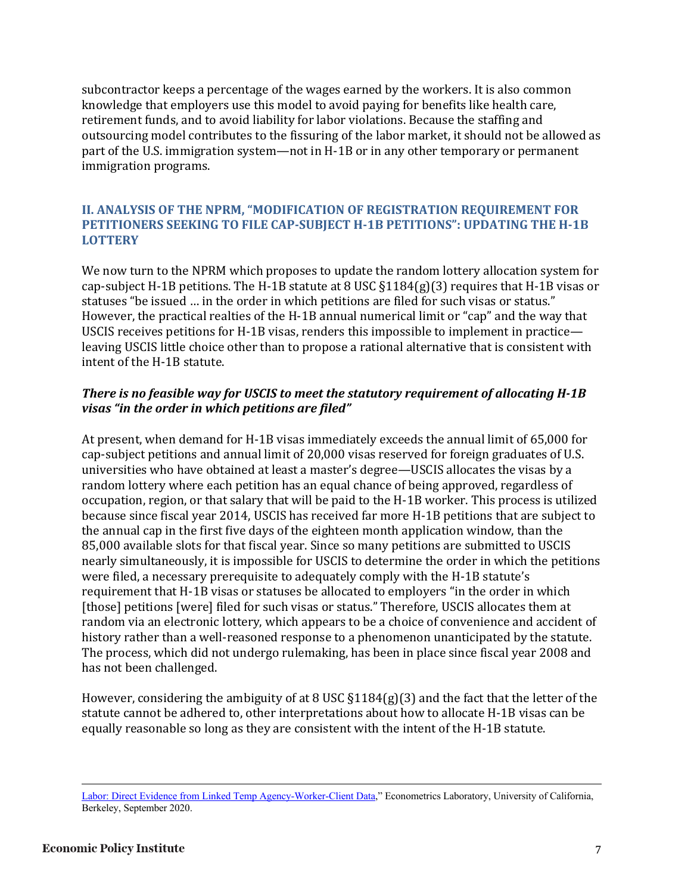subcontractor keeps a percentage of the wages earned by the workers. It is also common knowledge that employers use this model to avoid paying for benefits like health care, retirement funds, and to avoid liability for labor violations. Because the staffing and outsourcing model contributes to the fissuring of the labor market, it should not be allowed as part of the U.S. immigration system—not in H-1B or in any other temporary or permanent immigration programs.

## II. ANALYSIS OF THE NPRM, "MODIFICATION OF REGISTRATION REQUIREMENT FOR PETITIONERS SEEKING TO FILE CAP-SUBJECT H-1B PETITIONS": UPDATING THE H-1B LOTTERY

We now turn to the NPRM which proposes to update the random lottery allocation system for cap-subject H-1B petitions. The H-1B statute at 8 USC §1184(g)(3) requires that H-1B visas or statuses "be issued … in the order in which petitions are filed for such visas or status." However, the practical realties of the H-1B annual numerical limit or "cap" and the way that USCIS receives petitions for H-1B visas, renders this impossible to implement in practice—leaving USCIS little choice other than to propose a rational alternative that is consistent with intent of the H-1B statute.

### *There is no feasible way for USCIS to meet the statutory requirement of allocating H-1B visas "in the order in which petitions are filed"*

At present, when demand for H-1B visas immediately exceeds the annual limit of 65,000 for cap-subject petitions and annual limit of 20,000 visas reserved for foreign graduates of U.S. universities who have obtained at least a master's degree—USCIS allocates the visas by a random lottery where each petition has an equal chance of being approved, regardless of occupation, region, or that salary that will be paid to the H-1B worker. This process is utilized because since fiscal year 2014, USCIS has received far more H-1B petitions that are subject to the annual cap in the first five days of the eighteen month application window, than the 85,000 available slots for that fiscal year. Since so many petitions are submitted to USCIS nearly simultaneously, it is impossible for USCIS to determine the order in which the petitions were filed, a necessary prerequisite to adequately comply with the H-1B statute's requirement that H-1B visas or statuses be allocated to employers "in the order in which [those] petitions [were] filed for such visas or status." Therefore, USCIS allocates them at random via an electronic lottery, which appears to be a choice of convenience and accident of history rather than a well-reasoned response to a phenomenon unanticipated by the statute. The process, which did not undergo rulemaking, has been in place since fiscal year 2008 and has not been challenged.

However, considering the ambiguity of at 8 USC §1184(g)(3) and the fact that the letter of the statute cannot be adhered to, other interpretations about how to allocate H-1B visas can be equally reasonable so long as they are consistent with the intent of the H-1B statute.

---

Labor: Direct Evidence from Linked Temp Agency-Worker-Client Data," Econometrics Laboratory, University of California, Berkeley, September 2020.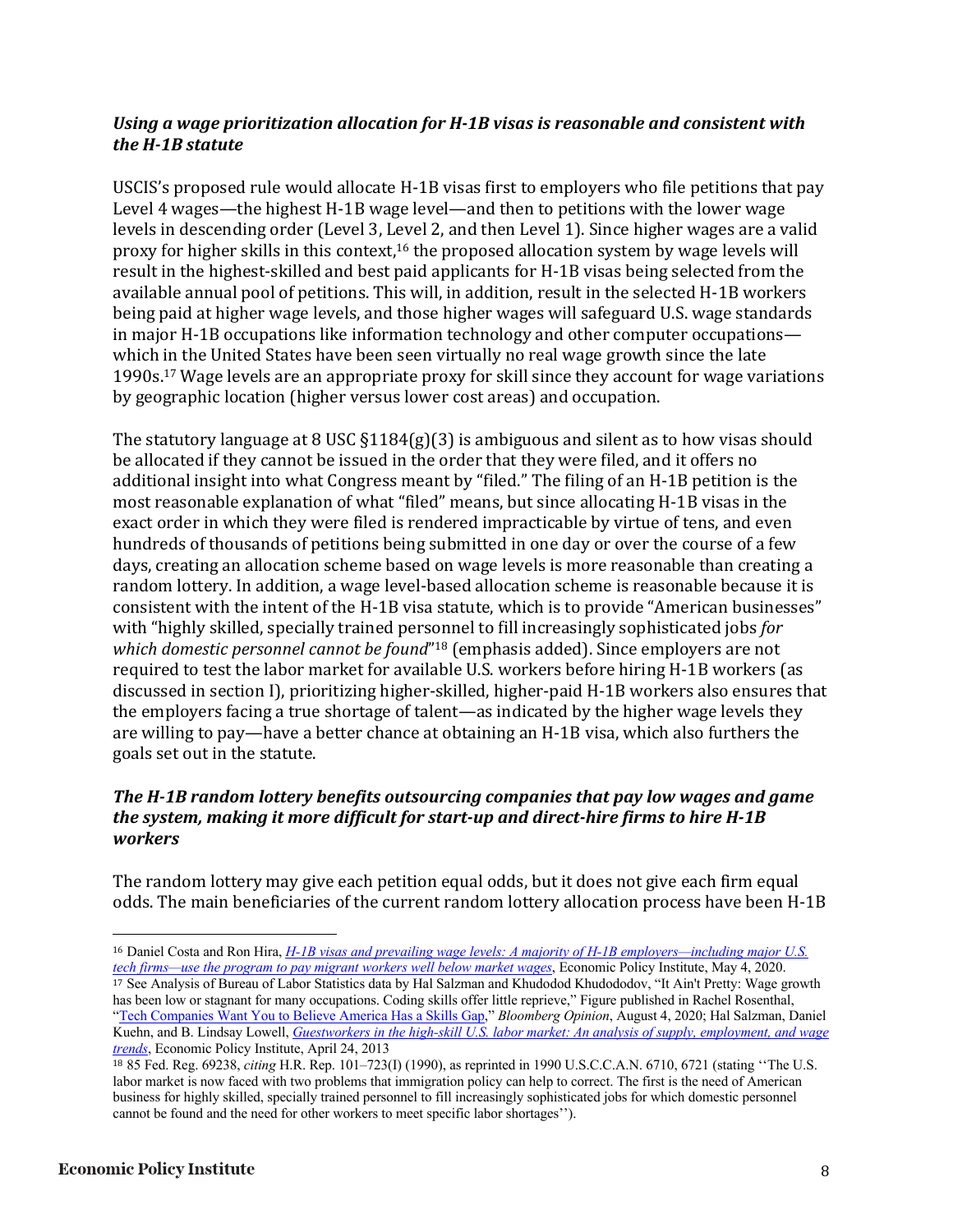### *Using a wage prioritization allocation for H-1B visas is reasonable and consistent with the H-1B statute*

USCIS's proposed rule would allocate H-1B visas first to employers who file petitions that pay Level 4 wages—the highest H-1B wage level—and then to petitions with the lower wage levels in descending order (Level 3, Level 2, and then Level 1). Since higher wages are a valid proxy for higher skills in this context,[16] the proposed allocation system by wage levels will result in the highest-skilled and best paid applicants for H-1B visas being selected from the available annual pool of petitions. This will, in addition, result in the selected H-1B workers being paid at higher wage levels, and those higher wages will safeguard U.S. wage standards in major H-1B occupations like information technology and other computer occupations—which in the United States have been seen virtually no real wage growth since the late 1990s.[17] Wage levels are an appropriate proxy for skill since they account for wage variations by geographic location (higher versus lower cost areas) and occupation.

The statutory language at 8 USC §1184(g)(3) is ambiguous and silent as to how visas should be allocated if they cannot be issued in the order that they were filed, and it offers no additional insight into what Congress meant by "filed." The filing of an H-1B petition is the most reasonable explanation of what "filed" means, but since allocating H-1B visas in the exact order in which they were filed is rendered impracticable by virtue of tens, and even hundreds of thousands of petitions being submitted in one day or over the course of a few days, creating an allocation scheme based on wage levels is more reasonable than creating a random lottery. In addition, a wage level-based allocation scheme is reasonable because it is consistent with the intent of the H-1B visa statute, which is to provide "American businesses" with "highly skilled, specially trained personnel to fill increasingly sophisticated jobs *for which domestic personnel cannot be found*"[18] (emphasis added). Since employers are not required to test the labor market for available U.S. workers before hiring H-1B workers (as discussed in section I), prioritizing higher-skilled, higher-paid H-1B workers also ensures that the employers facing a true shortage of talent—as indicated by the higher wage levels they are willing to pay—have a better chance at obtaining an H-1B visa, which also furthers the goals set out in the statute.

### *The H-1B random lottery benefits outsourcing companies that pay low wages and game the system, making it more difficult for start-up and direct-hire firms to hire H-1B workers*

The random lottery may give each petition equal odds, but it does not give each firm equal odds. The main beneficiaries of the current random lottery allocation process have been H-1B

---

[16] Daniel Costa and Ron Hira, *H-1B visas and prevailing wage levels: A majority of H-1B employers—including major U.S. tech firms—use the program to pay migrant workers well below market wages*, Economic Policy Institute, May 4, 2020.

[17] See Analysis of Bureau of Labor Statistics data by Hal Salzman and Khudodod Khudododov, "It Ain't Pretty: Wage growth has been low or stagnant for many occupations. Coding skills offer little reprieve," Figure published in Rachel Rosenthal, "Tech Companies Want You to Believe America Has a Skills Gap," *Bloomberg Opinion*, August 4, 2020; Hal Salzman, Daniel Kuehn, and B. Lindsay Lowell, *Guestworkers in the high-skill U.S. labor market: An analysis of supply, employment, and wage trends*, Economic Policy Institute, April 24, 2013

[18] 85 Fed. Reg. 69238, *citing* H.R. Rep. 101–723(I) (1990), as reprinted in 1990 U.S.C.C.A.N. 6710, 6721 (stating ''The U.S. labor market is now faced with two problems that immigration policy can help to correct. The first is the need of American business for highly skilled, specially trained personnel to fill increasingly sophisticated jobs for which domestic personnel cannot be found and the need for other workers to meet specific labor shortages'').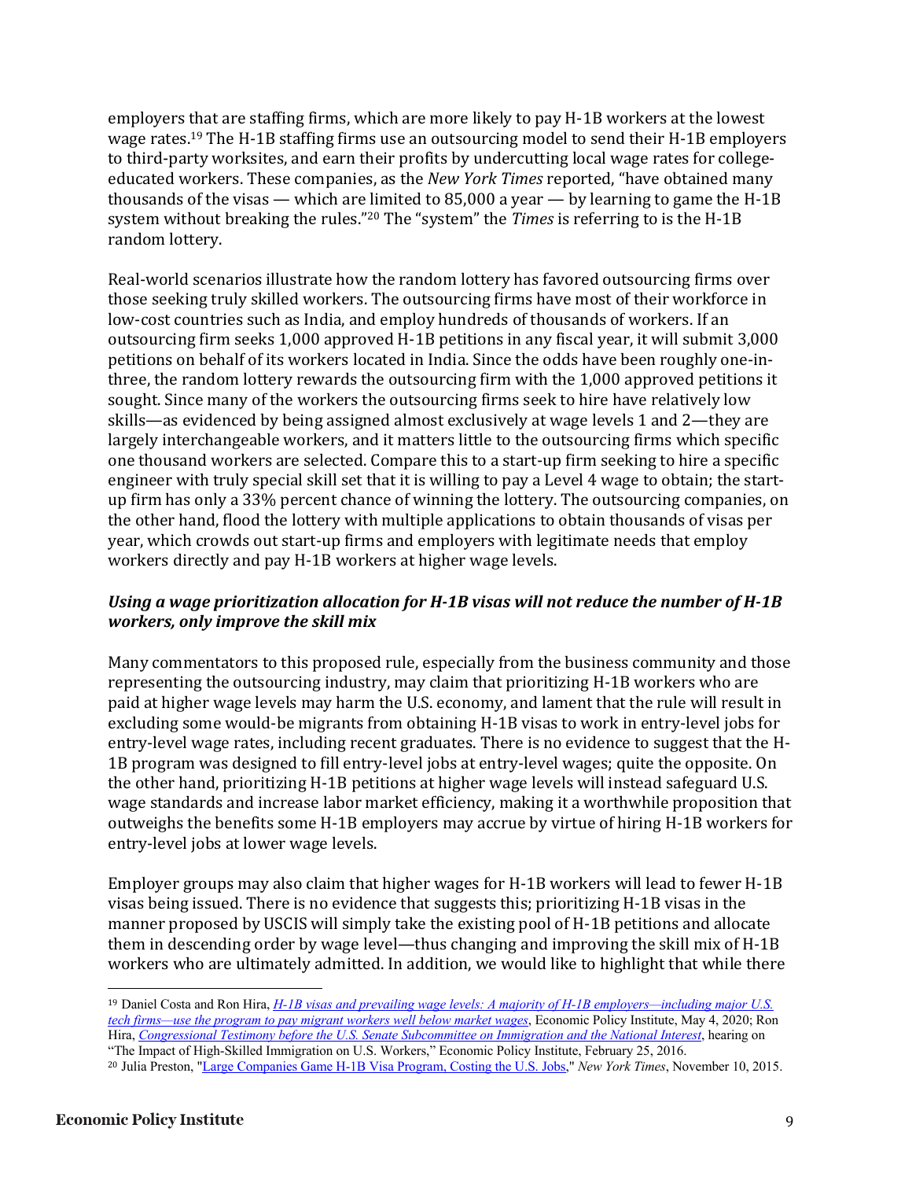employers that are staffing firms, which are more likely to pay H-1B workers at the lowest wage rates.[19] The H-1B staffing firms use an outsourcing model to send their H-1B employers to third-party worksites, and earn their profits by undercutting local wage rates for college-educated workers. These companies, as the *New York Times* reported, "have obtained many thousands of the visas — which are limited to 85,000 a year — by learning to game the H-1B system without breaking the rules."[20] The "system" the *Times* is referring to is the H-1B random lottery.

Real-world scenarios illustrate how the random lottery has favored outsourcing firms over those seeking truly skilled workers. The outsourcing firms have most of their workforce in low-cost countries such as India, and employ hundreds of thousands of workers. If an outsourcing firm seeks 1,000 approved H-1B petitions in any fiscal year, it will submit 3,000 petitions on behalf of its workers located in India. Since the odds have been roughly one-in-three, the random lottery rewards the outsourcing firm with the 1,000 approved petitions it sought. Since many of the workers the outsourcing firms seek to hire have relatively low skills—as evidenced by being assigned almost exclusively at wage levels 1 and 2—they are largely interchangeable workers, and it matters little to the outsourcing firms which specific one thousand workers are selected. Compare this to a start-up firm seeking to hire a specific engineer with truly special skill set that it is willing to pay a Level 4 wage to obtain; the start-up firm has only a 33% percent chance of winning the lottery. The outsourcing companies, on the other hand, flood the lottery with multiple applications to obtain thousands of visas per year, which crowds out start-up firms and employers with legitimate needs that employ workers directly and pay H-1B workers at higher wage levels.

### *Using a wage prioritization allocation for H-1B visas will not reduce the number of H-1B workers, only improve the skill mix*

Many commentators to this proposed rule, especially from the business community and those representing the outsourcing industry, may claim that prioritizing H-1B workers who are paid at higher wage levels may harm the U.S. economy, and lament that the rule will result in excluding some would-be migrants from obtaining H-1B visas to work in entry-level jobs for entry-level wage rates, including recent graduates. There is no evidence to suggest that the H-1B program was designed to fill entry-level jobs at entry-level wages; quite the opposite. On the other hand, prioritizing H-1B petitions at higher wage levels will instead safeguard U.S. wage standards and increase labor market efficiency, making it a worthwhile proposition that outweighs the benefits some H-1B employers may accrue by virtue of hiring H-1B workers for entry-level jobs at lower wage levels.

Employer groups may also claim that higher wages for H-1B workers will lead to fewer H-1B visas being issued. There is no evidence that suggests this; prioritizing H-1B visas in the manner proposed by USCIS will simply take the existing pool of H-1B petitions and allocate them in descending order by wage level—thus changing and improving the skill mix of H-1B workers who are ultimately admitted. In addition, we would like to highlight that while there

---

[19] Daniel Costa and Ron Hira, *H-1B visas and prevailing wage levels: A majority of H-1B employers—including major U.S. tech firms—use the program to pay migrant workers well below market wages*, Economic Policy Institute, May 4, 2020; Ron Hira, *Congressional Testimony before the U.S. Senate Subcommittee on Immigration and the National Interest*, hearing on "The Impact of High-Skilled Immigration on U.S. Workers," Economic Policy Institute, February 25, 2016.

[20] Julia Preston, "Large Companies Game H-1B Visa Program, Costing the U.S. Jobs," *New York Times*, November 10, 2015.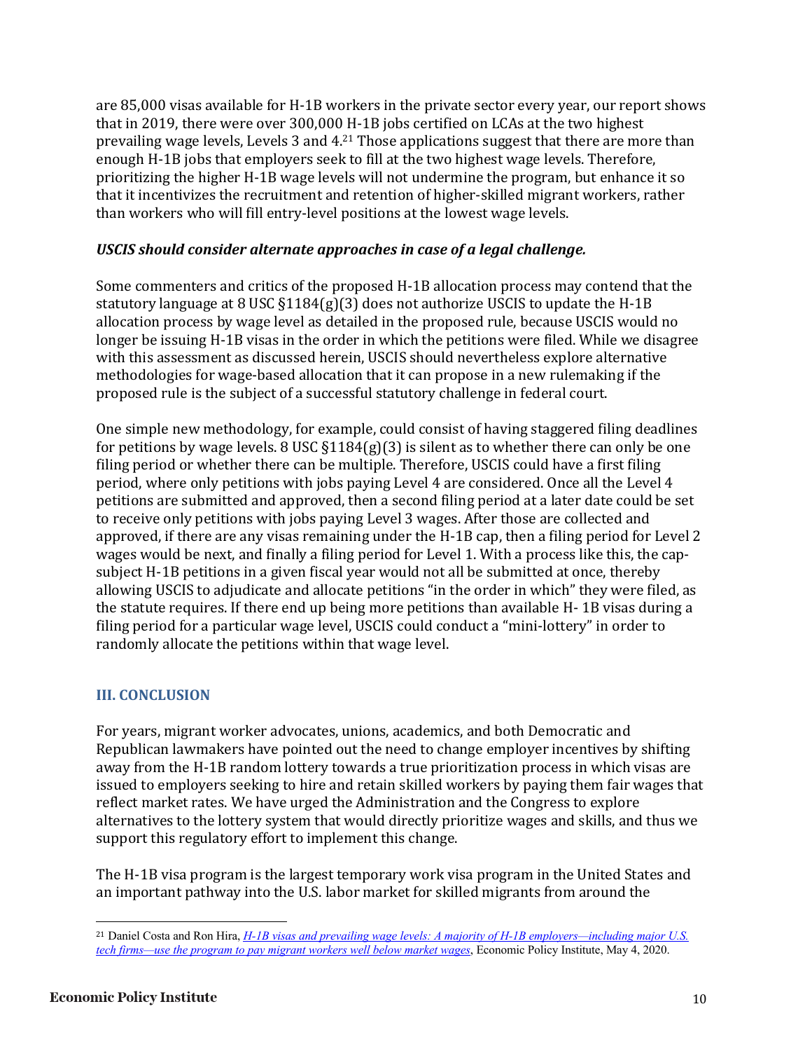are 85,000 visas available for H-1B workers in the private sector every year, our report shows that in 2019, there were over 300,000 H-1B jobs certified on LCAs at the two highest prevailing wage levels, Levels 3 and 4.[21] Those applications suggest that there are more than enough H-1B jobs that employers seek to fill at the two highest wage levels. Therefore, prioritizing the higher H-1B wage levels will not undermine the program, but enhance it so that it incentivizes the recruitment and retention of higher-skilled migrant workers, rather than workers who will fill entry-level positions at the lowest wage levels.

***USCIS should consider alternate approaches in case of a legal challenge.***

Some commenters and critics of the proposed H-1B allocation process may contend that the statutory language at 8 USC §1184(g)(3) does not authorize USCIS to update the H-1B allocation process by wage level as detailed in the proposed rule, because USCIS would no longer be issuing H-1B visas in the order in which the petitions were filed. While we disagree with this assessment as discussed herein, USCIS should nevertheless explore alternative methodologies for wage-based allocation that it can propose in a new rulemaking if the proposed rule is the subject of a successful statutory challenge in federal court.

One simple new methodology, for example, could consist of having staggered filing deadlines for petitions by wage levels. 8 USC §1184(g)(3) is silent as to whether there can only be one filing period or whether there can be multiple. Therefore, USCIS could have a first filing period, where only petitions with jobs paying Level 4 are considered. Once all the Level 4 petitions are submitted and approved, then a second filing period at a later date could be set to receive only petitions with jobs paying Level 3 wages. After those are collected and approved, if there are any visas remaining under the H-1B cap, then a filing period for Level 2 wages would be next, and finally a filing period for Level 1. With a process like this, the cap-subject H-1B petitions in a given fiscal year would not all be submitted at once, thereby allowing USCIS to adjudicate and allocate petitions "in the order in which" they were filed, as the statute requires. If there end up being more petitions than available H- 1B visas during a filing period for a particular wage level, USCIS could conduct a "mini-lottery" in order to randomly allocate the petitions within that wage level.

## III. CONCLUSION

For years, migrant worker advocates, unions, academics, and both Democratic and Republican lawmakers have pointed out the need to change employer incentives by shifting away from the H-1B random lottery towards a true prioritization process in which visas are issued to employers seeking to hire and retain skilled workers by paying them fair wages that reflect market rates. We have urged the Administration and the Congress to explore alternatives to the lottery system that would directly prioritize wages and skills, and thus we support this regulatory effort to implement this change.

The H-1B visa program is the largest temporary work visa program in the United States and an important pathway into the U.S. labor market for skilled migrants from around the

---

[21] Daniel Costa and Ron Hira, *H-1B visas and prevailing wage levels: A majority of H-1B employers—including major U.S. tech firms—use the program to pay migrant workers well below market wages*, Economic Policy Institute, May 4, 2020.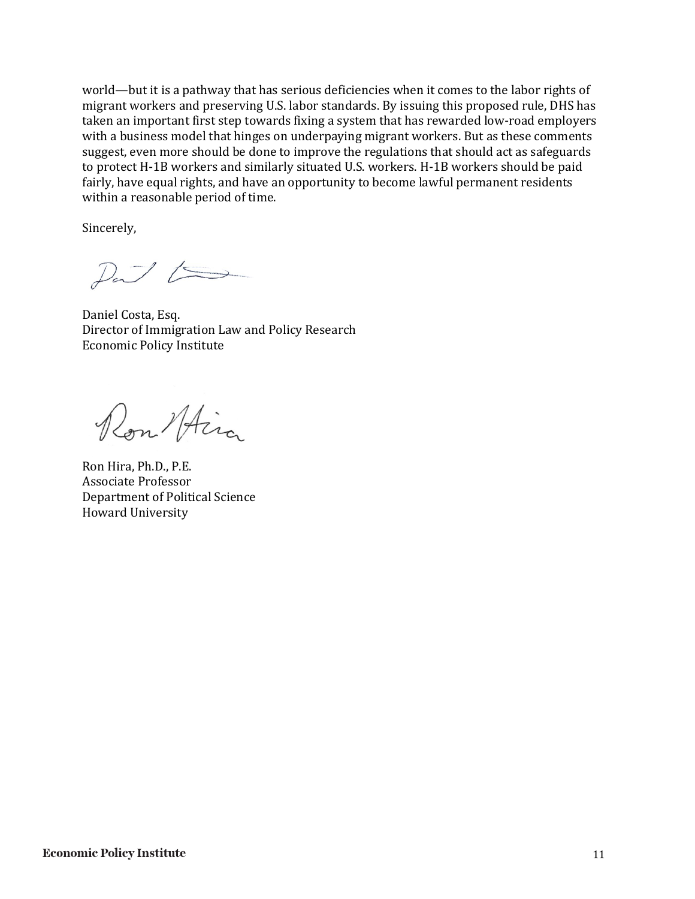world—but it is a pathway that has serious deficiencies when it comes to the labor rights of migrant workers and preserving U.S. labor standards. By issuing this proposed rule, DHS has taken an important first step towards fixing a system that has rewarded low-road employers with a business model that hinges on underpaying migrant workers. But as these comments suggest, even more should be done to improve the regulations that should act as safeguards to protect H-1B workers and similarly situated U.S. workers. H-1B workers should be paid fairly, have equal rights, and have an opportunity to become lawful permanent residents within a reasonable period of time.

Sincerely,

Daniel Costa, Esq.
Director of Immigration Law and Policy Research
Economic Policy Institute

Ron Hira, Ph.D., P.E.
Associate Professor
Department of Political Science
Howard University